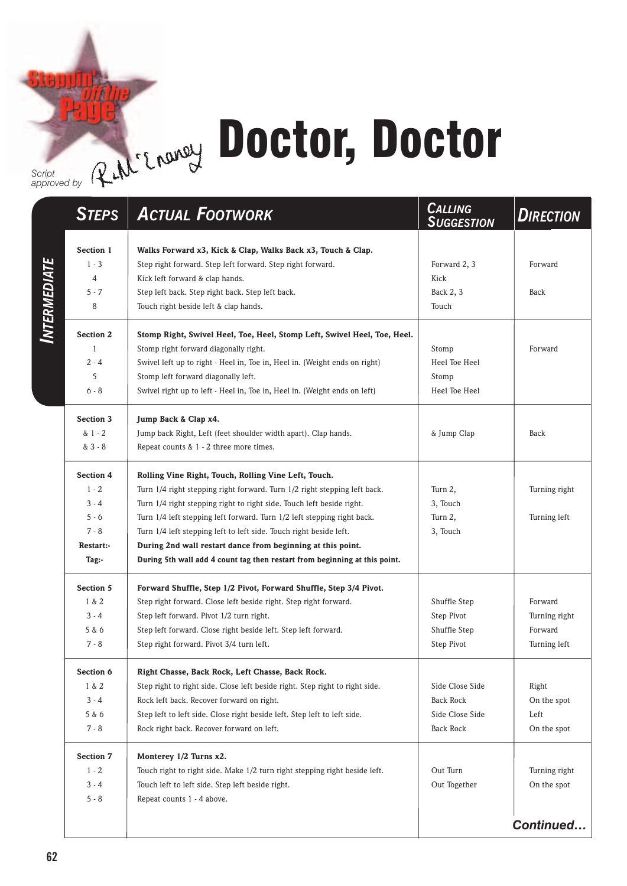Steppin' off the Page

Script approved by R. McEnaney

# Doctor, Doctor

*Intermediate*

| Steps | Actual Footwork | Calling Suggestion | Direction |
|---|---|---|---|
| **Section 1** | **Walks Forward x3, Kick & Clap, Walks Back x3, Touch & Clap.** | | |
| 1 - 3 | Step right forward. Step left forward. Step right forward. | Forward 2, 3 | Forward |
| 4 | Kick left forward & clap hands. | Kick | |
| 5 - 7 | Step left back. Step right back. Step left back. | Back 2, 3 | Back |
| 8 | Touch right beside left & clap hands. | Touch | |
| **Section 2** | **Stomp Right, Swivel Heel, Toe, Heel, Stomp Left, Swivel Heel, Toe, Heel.** | | |
| 1 | Stomp right forward diagonally right. | Stomp | Forward |
| 2 - 4 | Swivel left up to right - Heel in, Toe in, Heel in. (Weight ends on right) | Heel Toe Heel | |
| 5 | Stomp left forward diagonally left. | Stomp | |
| 6 - 8 | Swivel right up to left - Heel in, Toe in, Heel in. (Weight ends on left) | Heel Toe Heel | |
| **Section 3** | **Jump Back & Clap x4.** | | |
| & 1 - 2 | Jump back Right, Left (feet shoulder width apart). Clap hands. | & Jump Clap | Back |
| & 3 - 8 | Repeat counts & 1 - 2 three more times. | | |
| **Section 4** | **Rolling Vine Right, Touch, Rolling Vine Left, Touch.** | | |
| 1 - 2 | Turn 1/4 right stepping right forward. Turn 1/2 right stepping left back. | Turn 2, | Turning right |
| 3 - 4 | Turn 1/4 right stepping right to right side. Touch left beside right. | 3, Touch | |
| 5 - 6 | Turn 1/4 left stepping left forward. Turn 1/2 left stepping right back. | Turn 2, | Turning left |
| 7 - 8 | Turn 1/4 left stepping left to left side. Touch right beside left. | 3, Touch | |
| **Restart:-** | **During 2nd wall restart dance from beginning at this point.** | | |
| **Tag:-** | **During 5th wall add 4 count tag then restart from beginning at this point.** | | |
| **Section 5** | **Forward Shuffle, Step 1/2 Pivot, Forward Shuffle, Step 3/4 Pivot.** | | |
| 1 & 2 | Step right forward. Close left beside right. Step right forward. | Shuffle Step | Forward |
| 3 - 4 | Step left forward. Pivot 1/2 turn right. | Step Pivot | Turning right |
| 5 & 6 | Step left forward. Close right beside left. Step left forward. | Shuffle Step | Forward |
| 7 - 8 | Step right forward. Pivot 3/4 turn left. | Step Pivot | Turning left |
| **Section 6** | **Right Chasse, Back Rock, Left Chasse, Back Rock.** | | |
| 1 & 2 | Step right to right side. Close left beside right. Step right to right side. | Side Close Side | Right |
| 3 - 4 | Rock left back. Recover forward on right. | Back Rock | On the spot |
| 5 & 6 | Step left to left side. Close right beside left. Step left to left side. | Side Close Side | Left |
| 7 - 8 | Rock right back. Recover forward on left. | Back Rock | On the spot |
| **Section 7** | **Monterey 1/2 Turns x2.** | | |
| 1 - 2 | Touch right to right side. Make 1/2 turn right stepping right beside left. | Out Turn | Turning right |
| 3 - 4 | Touch left to left side. Step left beside right. | Out Together | On the spot |
| 5 - 8 | Repeat counts 1 - 4 above. | | |

***Continued…***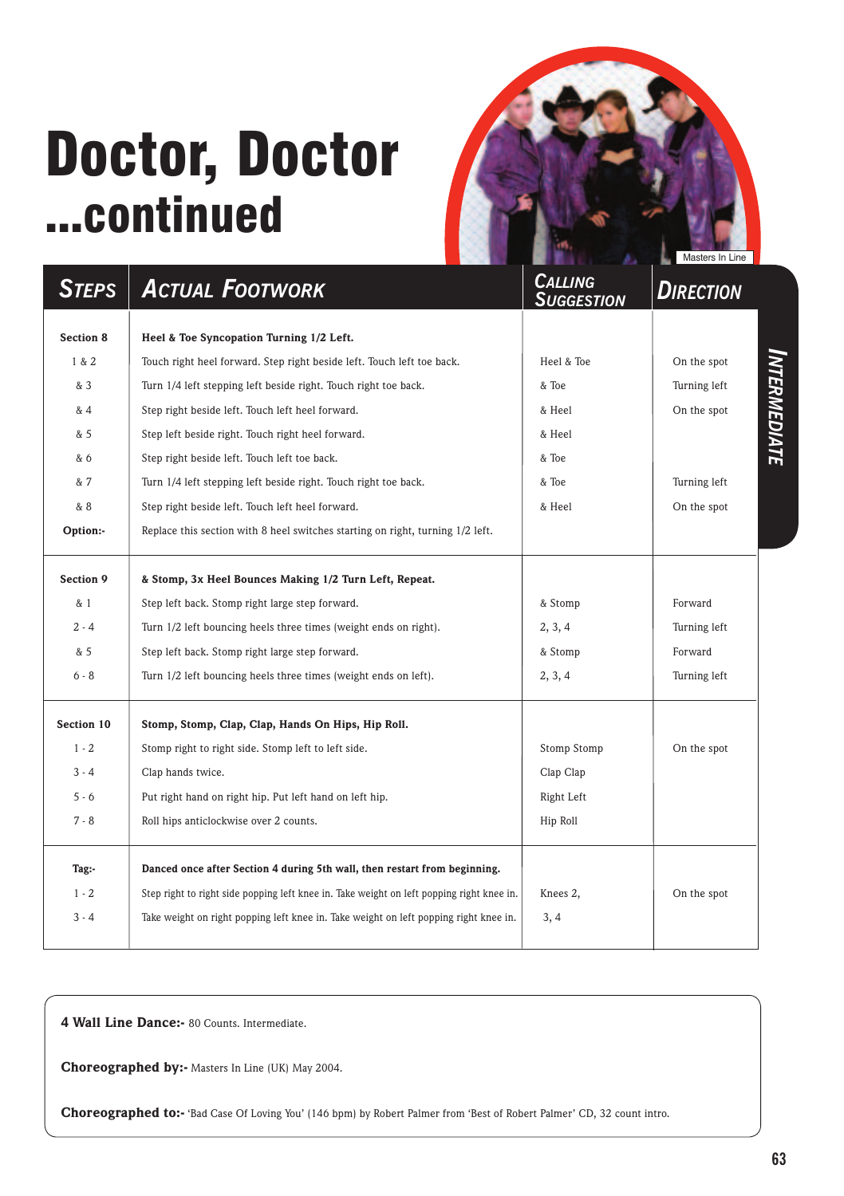# Doctor, Doctor
## ...continued

Masters In Line

| Steps | Actual Footwork | Calling Suggestion | Direction |
|---|---|---|---|
| **Section 8** | **Heel & Toe Syncopation Turning 1/2 Left.** | | |
| 1 & 2 | Touch right heel forward. Step right beside left. Touch left toe back. | Heel & Toe | On the spot |
| & 3 | Turn 1/4 left stepping left beside right. Touch right toe back. | & Toe | Turning left |
| & 4 | Step right beside left. Touch left heel forward. | & Heel | On the spot |
| & 5 | Step left beside right. Touch right heel forward. | & Heel | |
| & 6 | Step right beside left. Touch left toe back. | & Toe | |
| & 7 | Turn 1/4 left stepping left beside right. Touch right toe back. | & Toe | Turning left |
| & 8 | Step right beside left. Touch left heel forward. | & Heel | On the spot |
| **Option:-** | Replace this section with 8 heel switches starting on right, turning 1/2 left. | | |
| **Section 9** | **& Stomp, 3x Heel Bounces Making 1/2 Turn Left, Repeat.** | | |
| & 1 | Step left back. Stomp right large step forward. | & Stomp | Forward |
| 2 - 4 | Turn 1/2 left bouncing heels three times (weight ends on right). | 2, 3, 4 | Turning left |
| & 5 | Step left back. Stomp right large step forward. | & Stomp | Forward |
| 6 - 8 | Turn 1/2 left bouncing heels three times (weight ends on left). | 2, 3, 4 | Turning left |
| **Section 10** | **Stomp, Stomp, Clap, Clap, Hands On Hips, Hip Roll.** | | |
| 1 - 2 | Stomp right to right side. Stomp left to left side. | Stomp Stomp | On the spot |
| 3 - 4 | Clap hands twice. | Clap Clap | |
| 5 - 6 | Put right hand on right hip. Put left hand on left hip. | Right Left | |
| 7 - 8 | Roll hips anticlockwise over 2 counts. | Hip Roll | |
| **Tag:-** | **Danced once after Section 4 during 5th wall, then restart from beginning.** | | |
| 1 - 2 | Step right to right side popping left knee in. Take weight on left popping right knee in. | Knees 2, | On the spot |
| 3 - 4 | Take weight on right popping left knee in. Take weight on left popping right knee in. | 3, 4 | |

INTERMEDIATE

**4 Wall Line Dance:-** 80 Counts. Intermediate.

**Choreographed by:-** Masters In Line (UK) May 2004.

**Choreographed to:-** 'Bad Case Of Loving You' (146 bpm) by Robert Palmer from 'Best of Robert Palmer' CD, 32 count intro.